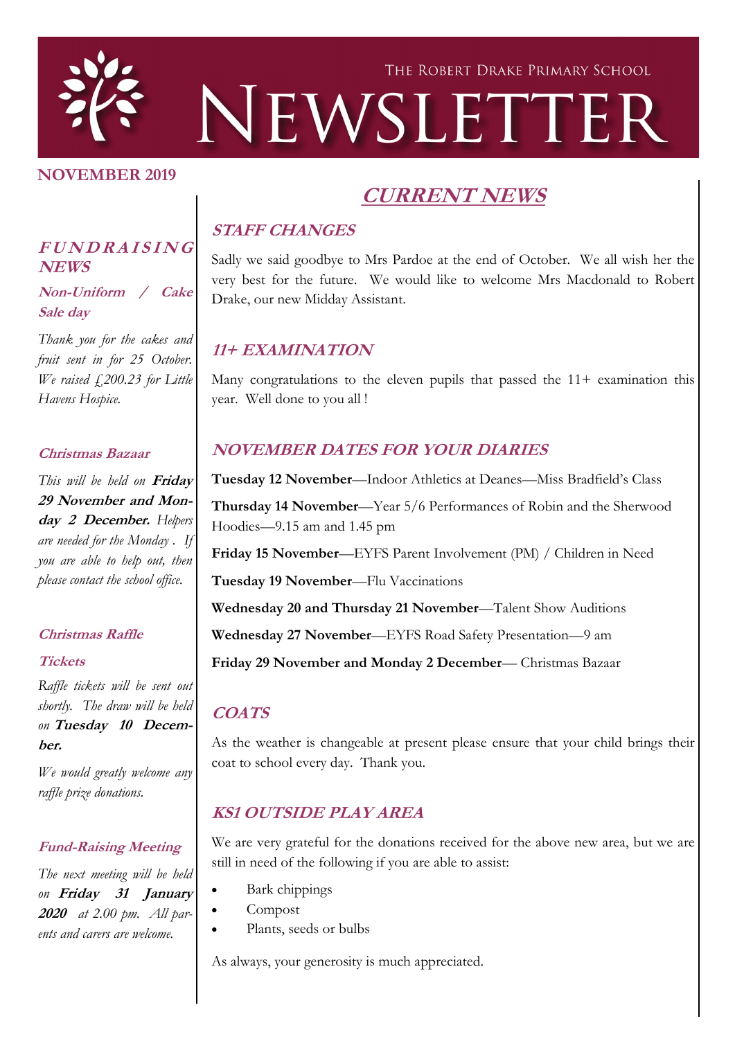The Robert Drake Primary School

# Newsletter

**NOVEMBER 2019**

## FUNDRAISING NEWS

### Non-Uniform / Cake Sale day

*Thank you for the cakes and fruit sent in for 25 October. We raised £200.23 for Little Havens Hospice.*

### Christmas Bazaar

*This will be held on* ***Friday 29 November and Monday 2 December.*** *Helpers are needed for the Monday . If you are able to help out, then please contact the school office.*

### Christmas Raffle Tickets

*Raffle tickets will be sent out shortly. The draw will be held on* ***Tuesday 10 December.***

*We would greatly welcome any raffle prize donations.*

### Fund-Raising Meeting

*The next meeting will be held on* ***Friday 31 January 2020*** *at 2.00 pm. All parents and carers are welcome.*

## CURRENT NEWS

### STAFF CHANGES

Sadly we said goodbye to Mrs Pardoe at the end of October. We all wish her the very best for the future. We would like to welcome Mrs Macdonald to Robert Drake, our new Midday Assistant.

### 11+ EXAMINATION

Many congratulations to the eleven pupils that passed the 11+ examination this year. Well done to you all !

### NOVEMBER DATES FOR YOUR DIARIES

**Tuesday 12 November**—Indoor Athletics at Deanes—Miss Bradfield's Class

**Thursday 14 November**—Year 5/6 Performances of Robin and the Sherwood Hoodies—9.15 am and 1.45 pm

**Friday 15 November**—EYFS Parent Involvement (PM) / Children in Need

**Tuesday 19 November**—Flu Vaccinations

**Wednesday 20 and Thursday 21 November**—Talent Show Auditions

**Wednesday 27 November**—EYFS Road Safety Presentation—9 am

**Friday 29 November and Monday 2 December**— Christmas Bazaar

### COATS

As the weather is changeable at present please ensure that your child brings their coat to school every day. Thank you.

### KS1 OUTSIDE PLAY AREA

We are very grateful for the donations received for the above new area, but we are still in need of the following if you are able to assist:

- Bark chippings
- Compost
- Plants, seeds or bulbs

As always, your generosity is much appreciated.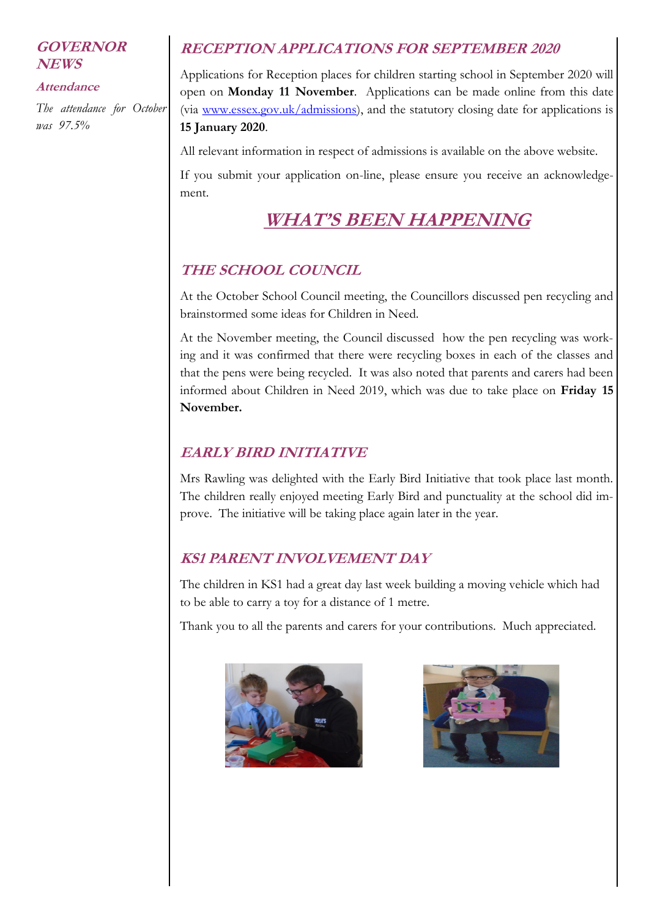## GOVERNOR NEWS

### Attendance

*The attendance for October was 97.5%*

## RECEPTION APPLICATIONS FOR SEPTEMBER 2020

Applications for Reception places for children starting school in September 2020 will open on **Monday 11 November**. Applications can be made online from this date (via www.essex.gov.uk/admissions), and the statutory closing date for applications is **15 January 2020**.

All relevant information in respect of admissions is available on the above website.

If you submit your application on-line, please ensure you receive an acknowledgement.

# WHAT'S BEEN HAPPENING

## THE SCHOOL COUNCIL

At the October School Council meeting, the Councillors discussed pen recycling and brainstormed some ideas for Children in Need.

At the November meeting, the Council discussed how the pen recycling was working and it was confirmed that there were recycling boxes in each of the classes and that the pens were being recycled. It was also noted that parents and carers had been informed about Children in Need 2019, which was due to take place on **Friday 15 November.**

## EARLY BIRD INITIATIVE

Mrs Rawling was delighted with the Early Bird Initiative that took place last month. The children really enjoyed meeting Early Bird and punctuality at the school did improve. The initiative will be taking place again later in the year.

## KS1 PARENT INVOLVEMENT DAY

The children in KS1 had a great day last week building a moving vehicle which had to be able to carry a toy for a distance of 1 metre.

Thank you to all the parents and carers for your contributions. Much appreciated.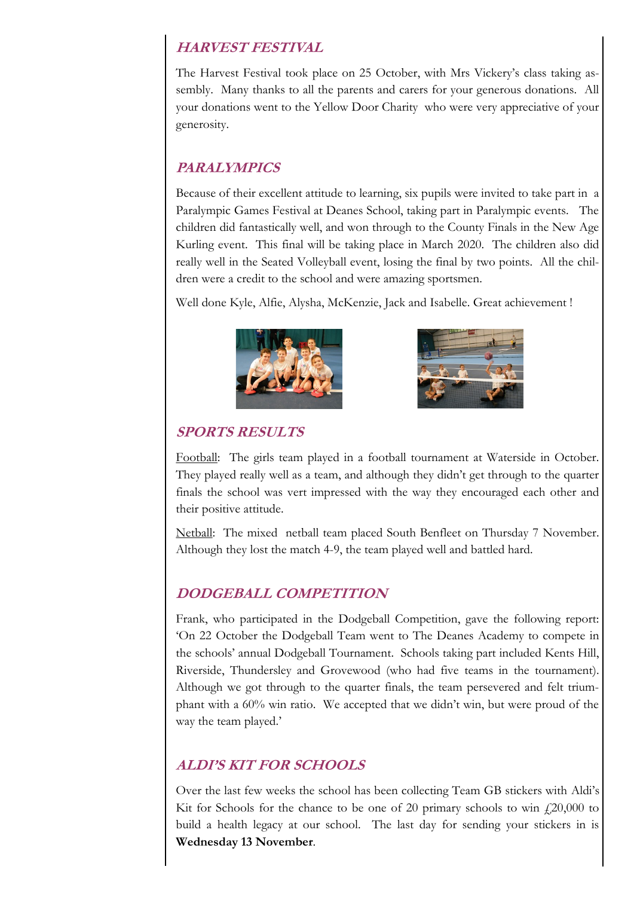## *HARVEST FESTIVAL*

The Harvest Festival took place on 25 October, with Mrs Vickery's class taking assembly. Many thanks to all the parents and carers for your generous donations. All your donations went to the Yellow Door Charity who were very appreciative of your generosity.

## *PARALYMPICS*

Because of their excellent attitude to learning, six pupils were invited to take part in a Paralympic Games Festival at Deanes School, taking part in Paralympic events. The children did fantastically well, and won through to the County Finals in the New Age Kurling event. This final will be taking place in March 2020. The children also did really well in the Seated Volleyball event, losing the final by two points. All the children were a credit to the school and were amazing sportsmen.

Well done Kyle, Alfie, Alysha, McKenzie, Jack and Isabelle. Great achievement !

## *SPORTS RESULTS*

Football: The girls team played in a football tournament at Waterside in October. They played really well as a team, and although they didn't get through to the quarter finals the school was vert impressed with the way they encouraged each other and their positive attitude.

Netball: The mixed netball team placed South Benfleet on Thursday 7 November. Although they lost the match 4-9, the team played well and battled hard.

## *DODGEBALL COMPETITION*

Frank, who participated in the Dodgeball Competition, gave the following report: 'On 22 October the Dodgeball Team went to The Deanes Academy to compete in the schools' annual Dodgeball Tournament. Schools taking part included Kents Hill, Riverside, Thundersley and Grovewood (who had five teams in the tournament). Although we got through to the quarter finals, the team persevered and felt triumphant with a 60% win ratio. We accepted that we didn't win, but were proud of the way the team played.'

## *ALDI'S KIT FOR SCHOOLS*

Over the last few weeks the school has been collecting Team GB stickers with Aldi's Kit for Schools for the chance to be one of 20 primary schools to win £20,000 to build a health legacy at our school. The last day for sending your stickers in is **Wednesday 13 November**.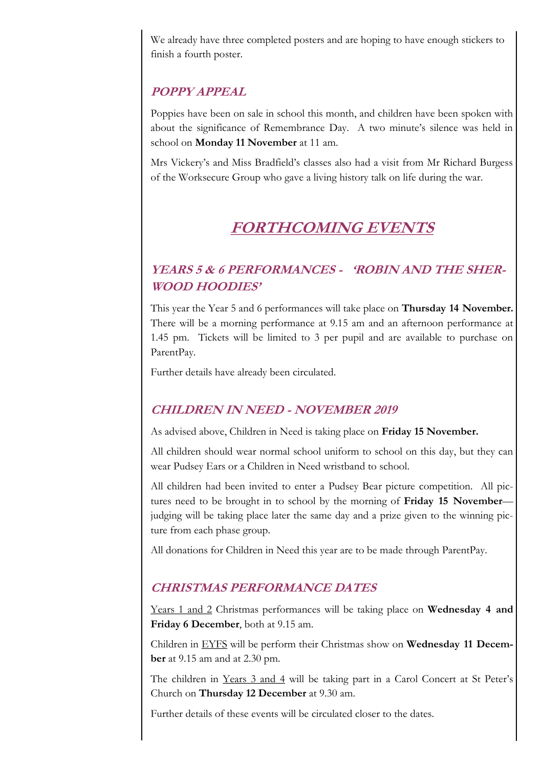We already have three completed posters and are hoping to have enough stickers to finish a fourth poster.

### *POPPY APPEAL*

Poppies have been on sale in school this month, and children have been spoken with about the significance of Remembrance Day. A two minute's silence was held in school on **Monday 11 November** at 11 am.

Mrs Vickery's and Miss Bradfield's classes also had a visit from Mr Richard Burgess of the Worksecure Group who gave a living history talk on life during the war.

## *FORTHCOMING EVENTS*

### *YEARS 5 & 6 PERFORMANCES - 'ROBIN AND THE SHERWOOD HOODIES'*

This year the Year 5 and 6 performances will take place on **Thursday 14 November.** There will be a morning performance at 9.15 am and an afternoon performance at 1.45 pm. Tickets will be limited to 3 per pupil and are available to purchase on ParentPay.

Further details have already been circulated.

### *CHILDREN IN NEED - NOVEMBER 2019*

As advised above, Children in Need is taking place on **Friday 15 November.**

All children should wear normal school uniform to school on this day, but they can wear Pudsey Ears or a Children in Need wristband to school.

All children had been invited to enter a Pudsey Bear picture competition. All pictures need to be brought in to school by the morning of **Friday 15 November**—judging will be taking place later the same day and a prize given to the winning picture from each phase group.

All donations for Children in Need this year are to be made through ParentPay.

### *CHRISTMAS PERFORMANCE DATES*

Years 1 and 2 Christmas performances will be taking place on **Wednesday 4 and Friday 6 December**, both at 9.15 am.

Children in EYFS will be perform their Christmas show on **Wednesday 11 December** at 9.15 am and at 2.30 pm.

The children in Years 3 and 4 will be taking part in a Carol Concert at St Peter's Church on **Thursday 12 December** at 9.30 am.

Further details of these events will be circulated closer to the dates.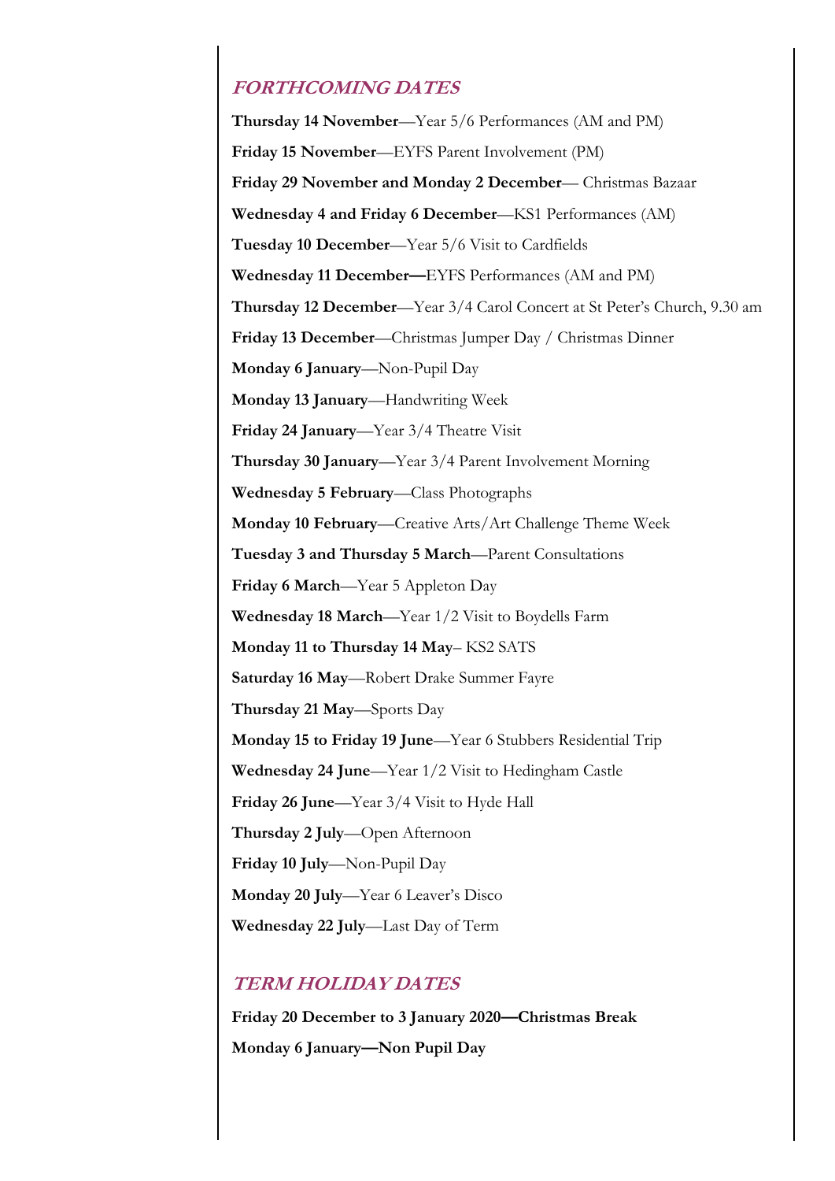## *FORTHCOMING DATES*

**Thursday 14 November**—Year 5/6 Performances (AM and PM)

**Friday 15 November**—EYFS Parent Involvement (PM)

**Friday 29 November and Monday 2 December**— Christmas Bazaar

**Wednesday 4 and Friday 6 December**—KS1 Performances (AM)

**Tuesday 10 December**—Year 5/6 Visit to Cardfields

**Wednesday 11 December—**EYFS Performances (AM and PM)

**Thursday 12 December**—Year 3/4 Carol Concert at St Peter's Church, 9.30 am

**Friday 13 December**—Christmas Jumper Day / Christmas Dinner

**Monday 6 January**—Non-Pupil Day

**Monday 13 January**—Handwriting Week

**Friday 24 January**—Year 3/4 Theatre Visit

**Thursday 30 January**—Year 3/4 Parent Involvement Morning

**Wednesday 5 February**—Class Photographs

**Monday 10 February**—Creative Arts/Art Challenge Theme Week

**Tuesday 3 and Thursday 5 March**—Parent Consultations

**Friday 6 March**—Year 5 Appleton Day

**Wednesday 18 March**—Year 1/2 Visit to Boydells Farm

**Monday 11 to Thursday 14 May**– KS2 SATS

**Saturday 16 May**—Robert Drake Summer Fayre

**Thursday 21 May**—Sports Day

**Monday 15 to Friday 19 June**—Year 6 Stubbers Residential Trip

**Wednesday 24 June**—Year 1/2 Visit to Hedingham Castle

**Friday 26 June**—Year 3/4 Visit to Hyde Hall

**Thursday 2 July**—Open Afternoon

**Friday 10 July**—Non-Pupil Day

**Monday 20 July**—Year 6 Leaver's Disco

**Wednesday 22 July**—Last Day of Term

## *TERM HOLIDAY DATES*

**Friday 20 December to 3 January 2020—Christmas Break**

**Monday 6 January—Non Pupil Day**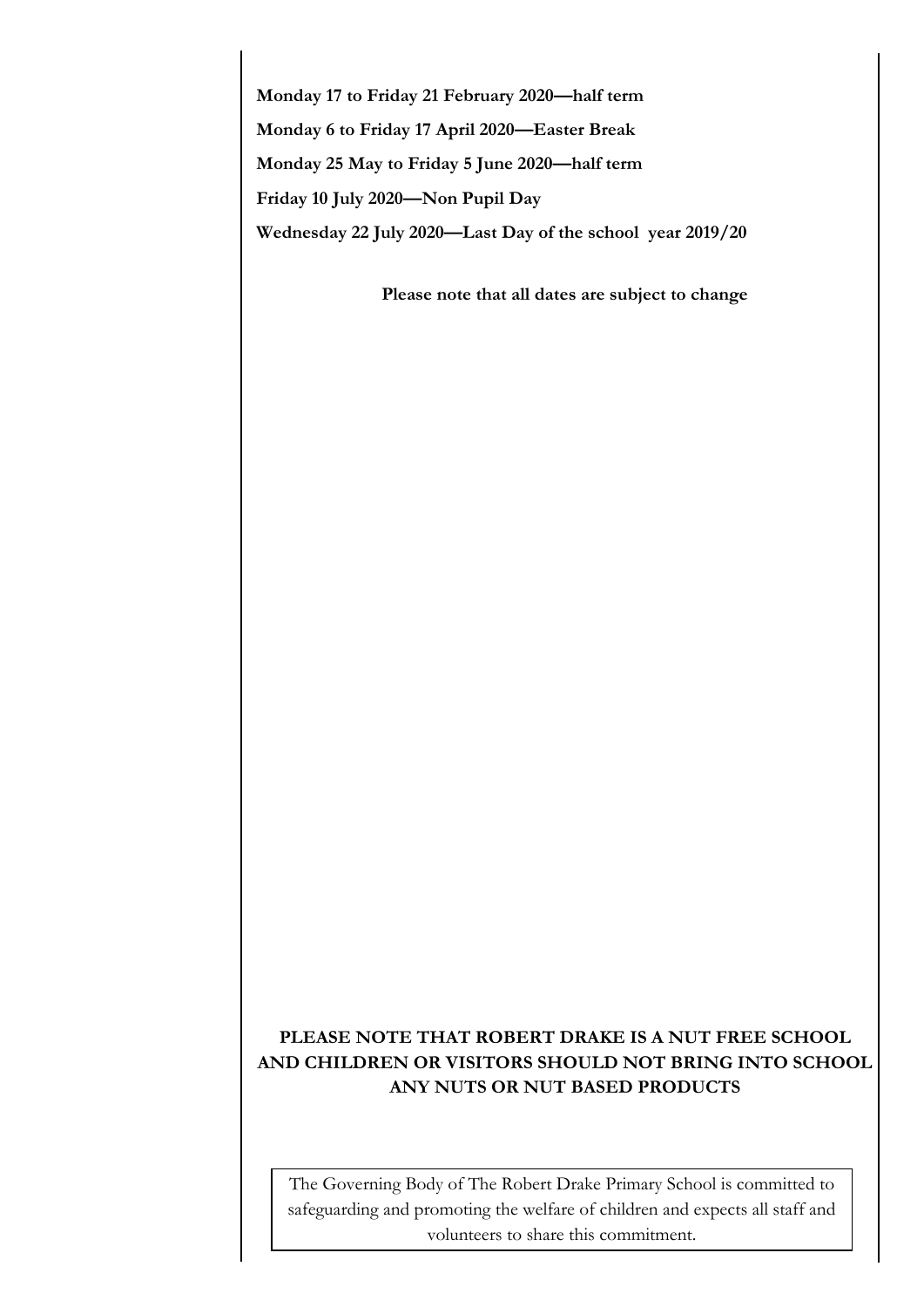**Monday 17 to Friday 21 February 2020—half term**

**Monday 6 to Friday 17 April 2020—Easter Break**

**Monday 25 May to Friday 5 June 2020—half term**

**Friday 10 July 2020—Non Pupil Day**

**Wednesday 22 July 2020—Last Day of the school year 2019/20**

**Please note that all dates are subject to change**

**PLEASE NOTE THAT ROBERT DRAKE IS A NUT FREE SCHOOL AND CHILDREN OR VISITORS SHOULD NOT BRING INTO SCHOOL ANY NUTS OR NUT BASED PRODUCTS**

The Governing Body of The Robert Drake Primary School is committed to safeguarding and promoting the welfare of children and expects all staff and volunteers to share this commitment.